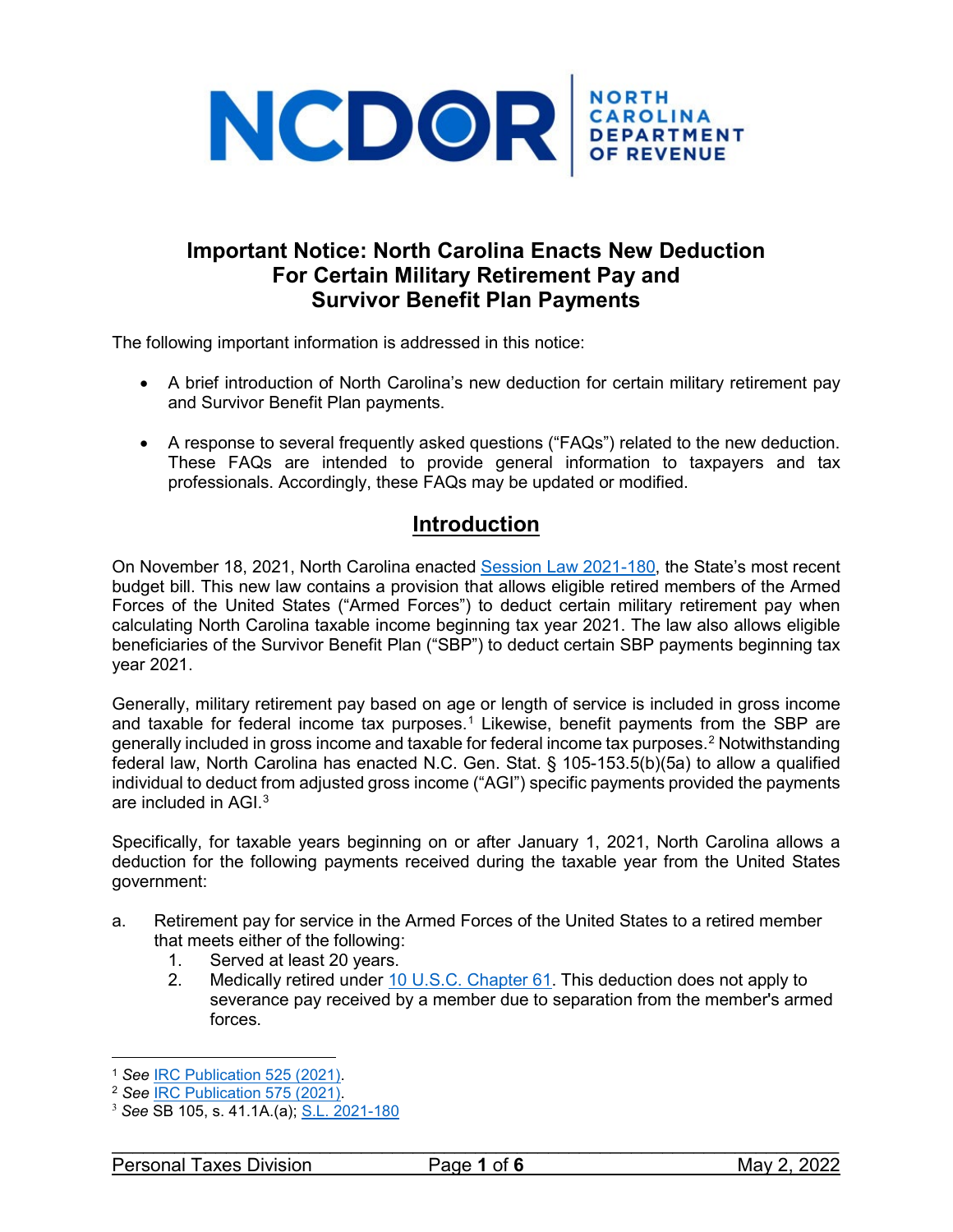NCDOR | NORTH CAROLINA DEPARTMENT OF REVENUE

# Important Notice: North Carolina Enacts New Deduction For Certain Military Retirement Pay and Survivor Benefit Plan Payments

The following important information is addressed in this notice:

- A brief introduction of North Carolina's new deduction for certain military retirement pay and Survivor Benefit Plan payments.
- A response to several frequently asked questions ("FAQs") related to the new deduction. These FAQs are intended to provide general information to taxpayers and tax professionals. Accordingly, these FAQs may be updated or modified.

## Introduction

On November 18, 2021, North Carolina enacted Session Law 2021-180, the State's most recent budget bill. This new law contains a provision that allows eligible retired members of the Armed Forces of the United States ("Armed Forces") to deduct certain military retirement pay when calculating North Carolina taxable income beginning tax year 2021. The law also allows eligible beneficiaries of the Survivor Benefit Plan ("SBP") to deduct certain SBP payments beginning tax year 2021.

Generally, military retirement pay based on age or length of service is included in gross income and taxable for federal income tax purposes.[1] Likewise, benefit payments from the SBP are generally included in gross income and taxable for federal income tax purposes.[2] Notwithstanding federal law, North Carolina has enacted N.C. Gen. Stat. § 105-153.5(b)(5a) to allow a qualified individual to deduct from adjusted gross income ("AGI") specific payments provided the payments are included in AGI.[3]

Specifically, for taxable years beginning on or after January 1, 2021, North Carolina allows a deduction for the following payments received during the taxable year from the United States government:

a. Retirement pay for service in the Armed Forces of the United States to a retired member that meets either of the following:
   1. Served at least 20 years.
   2. Medically retired under 10 U.S.C. Chapter 61. This deduction does not apply to severance pay received by a member due to separation from the member's armed forces.

---

[1] *See* IRC Publication 525 (2021).
[2] *See* IRC Publication 575 (2021).
[3] *See* SB 105, s. 41.1A.(a); S.L. 2021-180

Personal Taxes Division | May 2, 2022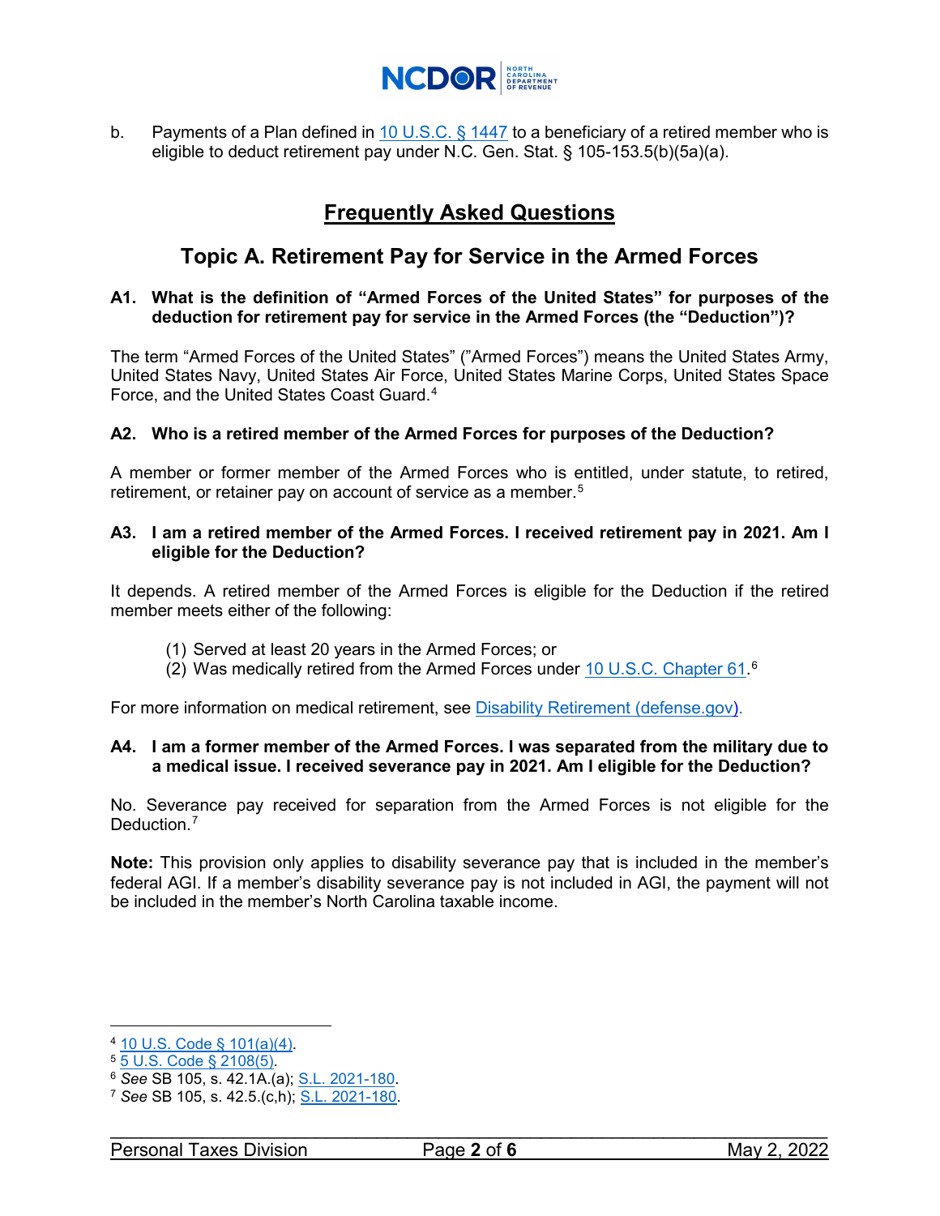b. Payments of a Plan defined in 10 U.S.C. § 1447 to a beneficiary of a retired member who is eligible to deduct retirement pay under N.C. Gen. Stat. § 105-153.5(b)(5a)(a).

## Frequently Asked Questions

## Topic A. Retirement Pay for Service in the Armed Forces

### A1. What is the definition of "Armed Forces of the United States" for purposes of the deduction for retirement pay for service in the Armed Forces (the "Deduction")?

The term "Armed Forces of the United States" ("Armed Forces") means the United States Army, United States Navy, United States Air Force, United States Marine Corps, United States Space Force, and the United States Coast Guard.[4]

### A2. Who is a retired member of the Armed Forces for purposes of the Deduction?

A member or former member of the Armed Forces who is entitled, under statute, to retired, retirement, or retainer pay on account of service as a member.[5]

### A3. I am a retired member of the Armed Forces. I received retirement pay in 2021. Am I eligible for the Deduction?

It depends. A retired member of the Armed Forces is eligible for the Deduction if the retired member meets either of the following:

(1) Served at least 20 years in the Armed Forces; or
(2) Was medically retired from the Armed Forces under 10 U.S.C. Chapter 61.[6]

For more information on medical retirement, see Disability Retirement (defense.gov).

### A4. I am a former member of the Armed Forces. I was separated from the military due to a medical issue. I received severance pay in 2021. Am I eligible for the Deduction?

No. Severance pay received for separation from the Armed Forces is not eligible for the Deduction.[7]

**Note:** This provision only applies to disability severance pay that is included in the member's federal AGI. If a member's disability severance pay is not included in AGI, the payment will not be included in the member's North Carolina taxable income.

---

[4] 10 U.S. Code § 101(a)(4).
[5] 5 U.S. Code § 2108(5).
[6] *See* SB 105, s. 42.1A.(a); S.L. 2021-180.
[7] *See* SB 105, s. 42.5.(c,h); S.L. 2021-180.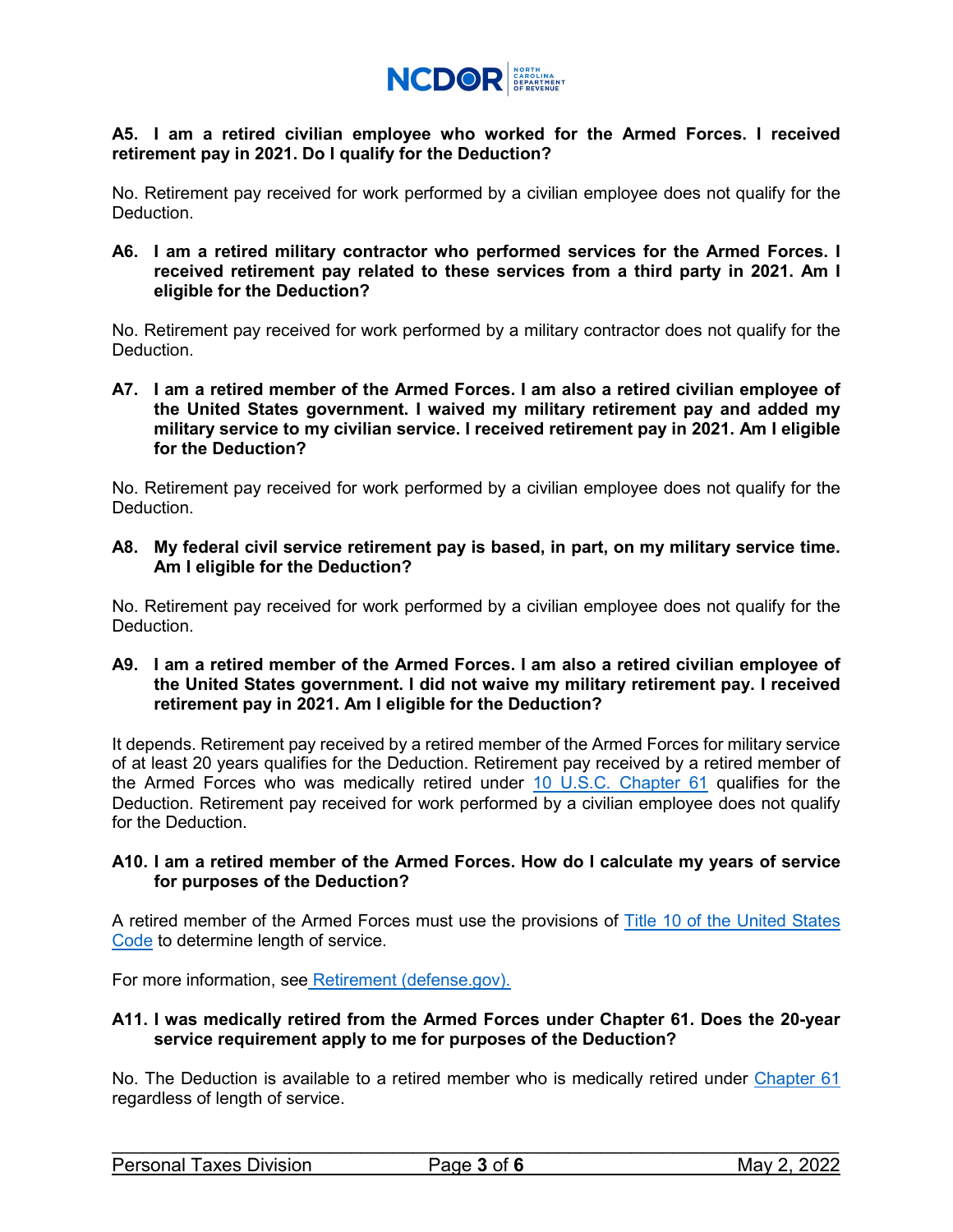**A5. I am a retired civilian employee who worked for the Armed Forces. I received retirement pay in 2021. Do I qualify for the Deduction?**

No. Retirement pay received for work performed by a civilian employee does not qualify for the Deduction.

**A6. I am a retired military contractor who performed services for the Armed Forces. I received retirement pay related to these services from a third party in 2021. Am I eligible for the Deduction?**

No. Retirement pay received for work performed by a military contractor does not qualify for the Deduction.

**A7. I am a retired member of the Armed Forces. I am also a retired civilian employee of the United States government. I waived my military retirement pay and added my military service to my civilian service. I received retirement pay in 2021. Am I eligible for the Deduction?**

No. Retirement pay received for work performed by a civilian employee does not qualify for the Deduction.

**A8. My federal civil service retirement pay is based, in part, on my military service time. Am I eligible for the Deduction?**

No. Retirement pay received for work performed by a civilian employee does not qualify for the Deduction.

**A9. I am a retired member of the Armed Forces. I am also a retired civilian employee of the United States government. I did not waive my military retirement pay. I received retirement pay in 2021. Am I eligible for the Deduction?**

It depends. Retirement pay received by a retired member of the Armed Forces for military service of at least 20 years qualifies for the Deduction. Retirement pay received by a retired member of the Armed Forces who was medically retired under 10 U.S.C. Chapter 61 qualifies for the Deduction. Retirement pay received for work performed by a civilian employee does not qualify for the Deduction.

**A10. I am a retired member of the Armed Forces. How do I calculate my years of service for purposes of the Deduction?**

A retired member of the Armed Forces must use the provisions of Title 10 of the United States Code to determine length of service.

For more information, see Retirement (defense.gov).

**A11. I was medically retired from the Armed Forces under Chapter 61. Does the 20-year service requirement apply to me for purposes of the Deduction?**

No. The Deduction is available to a retired member who is medically retired under Chapter 61 regardless of length of service.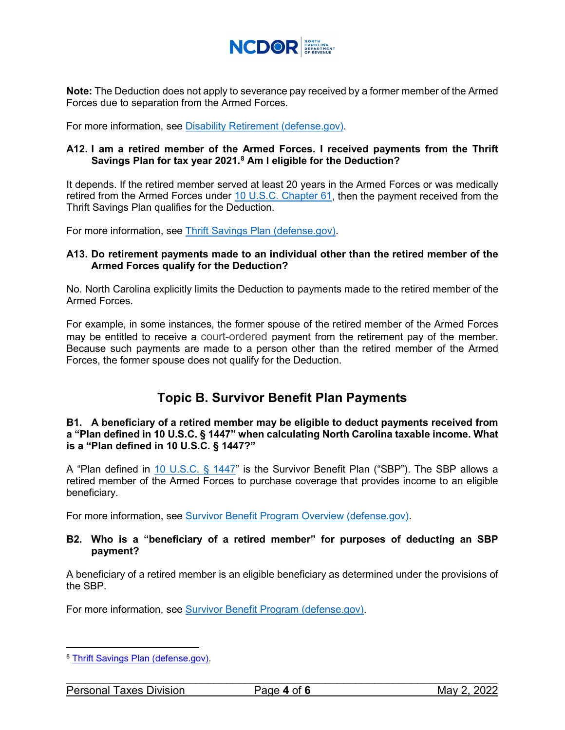**Note:** The Deduction does not apply to severance pay received by a former member of the Armed Forces due to separation from the Armed Forces.

For more information, see Disability Retirement (defense.gov).

**A12. I am a retired member of the Armed Forces. I received payments from the Thrift Savings Plan for tax year 2021.[8] Am I eligible for the Deduction?**

It depends. If the retired member served at least 20 years in the Armed Forces or was medically retired from the Armed Forces under 10 U.S.C. Chapter 61, then the payment received from the Thrift Savings Plan qualifies for the Deduction.

For more information, see Thrift Savings Plan (defense.gov).

**A13. Do retirement payments made to an individual other than the retired member of the Armed Forces qualify for the Deduction?**

No. North Carolina explicitly limits the Deduction to payments made to the retired member of the Armed Forces.

For example, in some instances, the former spouse of the retired member of the Armed Forces may be entitled to receive a court-ordered payment from the retirement pay of the member. Because such payments are made to a person other than the retired member of the Armed Forces, the former spouse does not qualify for the Deduction.

## Topic B. Survivor Benefit Plan Payments

**B1. A beneficiary of a retired member may be eligible to deduct payments received from a "Plan defined in 10 U.S.C. § 1447" when calculating North Carolina taxable income. What is a "Plan defined in 10 U.S.C. § 1447?"**

A "Plan defined in 10 U.S.C. § 1447" is the Survivor Benefit Plan ("SBP"). The SBP allows a retired member of the Armed Forces to purchase coverage that provides income to an eligible beneficiary.

For more information, see Survivor Benefit Program Overview (defense.gov).

**B2. Who is a "beneficiary of a retired member" for purposes of deducting an SBP payment?**

A beneficiary of a retired member is an eligible beneficiary as determined under the provisions of the SBP.

For more information, see Survivor Benefit Program (defense.gov).

---

[8] Thrift Savings Plan (defense.gov).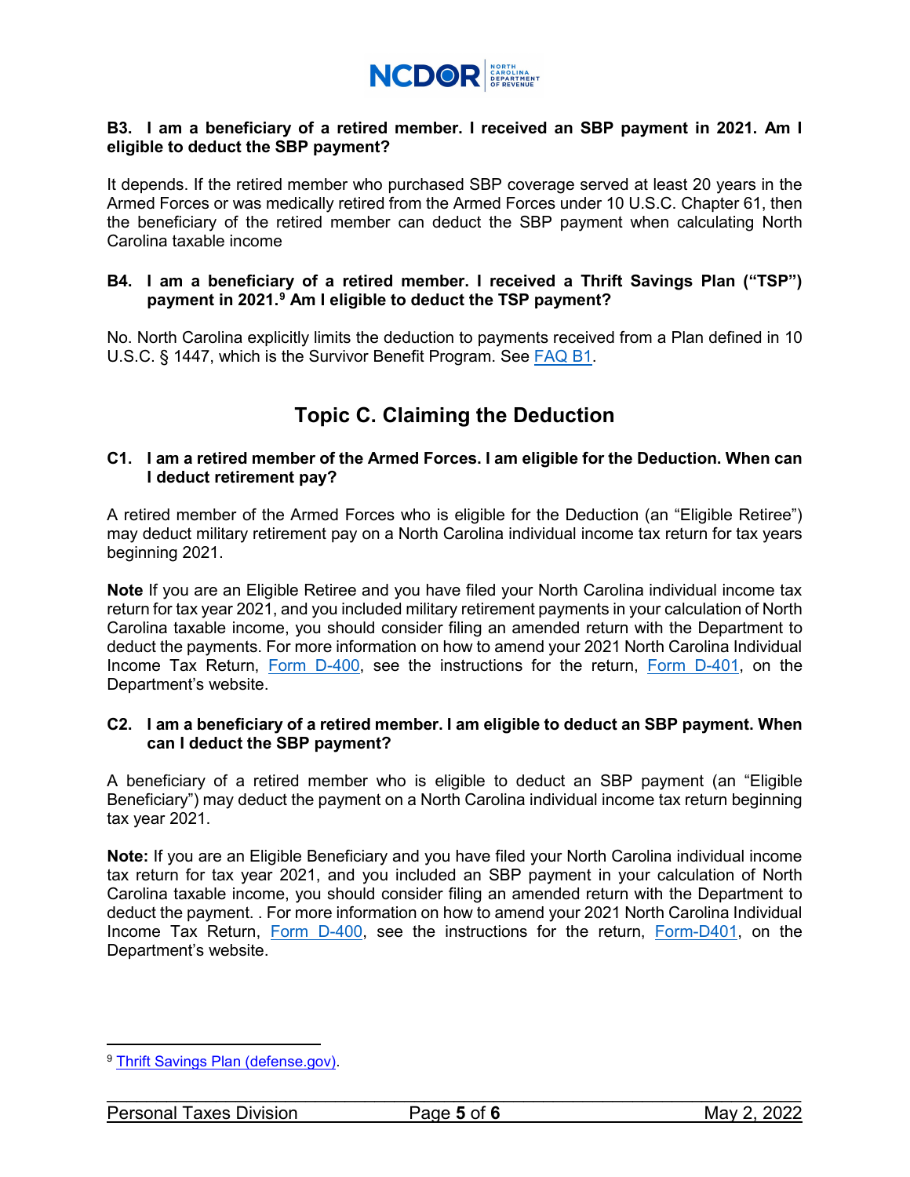**B3. I am a beneficiary of a retired member. I received an SBP payment in 2021. Am I eligible to deduct the SBP payment?**

It depends. If the retired member who purchased SBP coverage served at least 20 years in the Armed Forces or was medically retired from the Armed Forces under 10 U.S.C. Chapter 61, then the beneficiary of the retired member can deduct the SBP payment when calculating North Carolina taxable income

**B4. I am a beneficiary of a retired member. I received a Thrift Savings Plan ("TSP") payment in 2021.[9] Am I eligible to deduct the TSP payment?**

No. North Carolina explicitly limits the deduction to payments received from a Plan defined in 10 U.S.C. § 1447, which is the Survivor Benefit Program. See FAQ B1.

## Topic C. Claiming the Deduction

**C1. I am a retired member of the Armed Forces. I am eligible for the Deduction. When can I deduct retirement pay?**

A retired member of the Armed Forces who is eligible for the Deduction (an "Eligible Retiree") may deduct military retirement pay on a North Carolina individual income tax return for tax years beginning 2021.

**Note** If you are an Eligible Retiree and you have filed your North Carolina individual income tax return for tax year 2021, and you included military retirement payments in your calculation of North Carolina taxable income, you should consider filing an amended return with the Department to deduct the payments. For more information on how to amend your 2021 North Carolina Individual Income Tax Return, Form D-400, see the instructions for the return, Form D-401, on the Department's website.

**C2. I am a beneficiary of a retired member. I am eligible to deduct an SBP payment. When can I deduct the SBP payment?**

A beneficiary of a retired member who is eligible to deduct an SBP payment (an "Eligible Beneficiary") may deduct the payment on a North Carolina individual income tax return beginning tax year 2021.

**Note:** If you are an Eligible Beneficiary and you have filed your North Carolina individual income tax return for tax year 2021, and you included an SBP payment in your calculation of North Carolina taxable income, you should consider filing an amended return with the Department to deduct the payment. . For more information on how to amend your 2021 North Carolina Individual Income Tax Return, Form D-400, see the instructions for the return, Form-D401, on the Department's website.

---

[9] Thrift Savings Plan (defense.gov).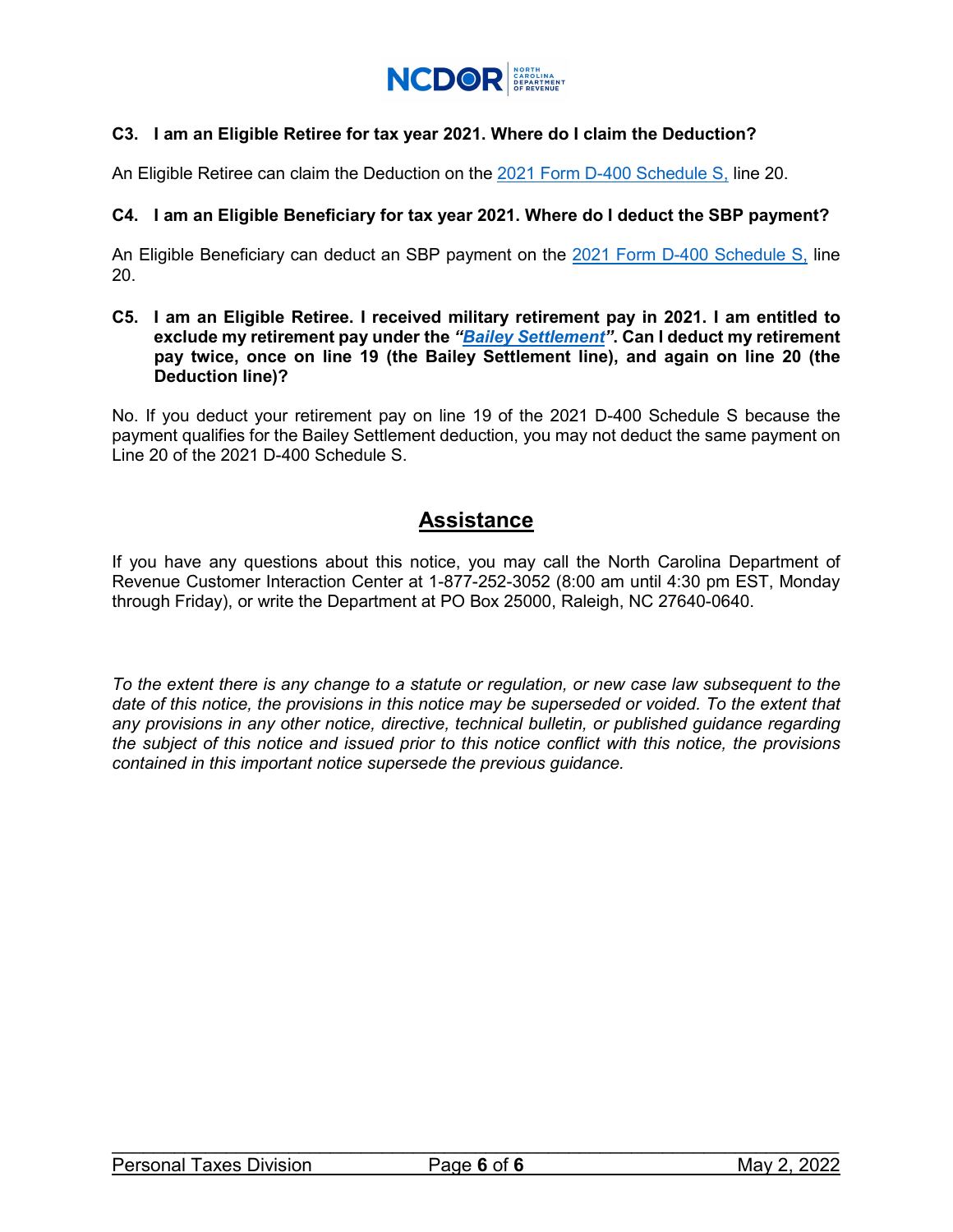**C3. I am an Eligible Retiree for tax year 2021. Where do I claim the Deduction?**

An Eligible Retiree can claim the Deduction on the 2021 Form D-400 Schedule S, line 20.

**C4. I am an Eligible Beneficiary for tax year 2021. Where do I deduct the SBP payment?**

An Eligible Beneficiary can deduct an SBP payment on the 2021 Form D-400 Schedule S, line 20.

**C5. I am an Eligible Retiree. I received military retirement pay in 2021. I am entitled to exclude my retirement pay under the *"Bailey Settlement"*. Can I deduct my retirement pay twice, once on line 19 (the Bailey Settlement line), and again on line 20 (the Deduction line)?**

No. If you deduct your retirement pay on line 19 of the 2021 D-400 Schedule S because the payment qualifies for the Bailey Settlement deduction, you may not deduct the same payment on Line 20 of the 2021 D-400 Schedule S.

## Assistance

If you have any questions about this notice, you may call the North Carolina Department of Revenue Customer Interaction Center at 1-877-252-3052 (8:00 am until 4:30 pm EST, Monday through Friday), or write the Department at PO Box 25000, Raleigh, NC 27640-0640.

*To the extent there is any change to a statute or regulation, or new case law subsequent to the date of this notice, the provisions in this notice may be superseded or voided. To the extent that any provisions in any other notice, directive, technical bulletin, or published guidance regarding the subject of this notice and issued prior to this notice conflict with this notice, the provisions contained in this important notice supersede the previous guidance.*